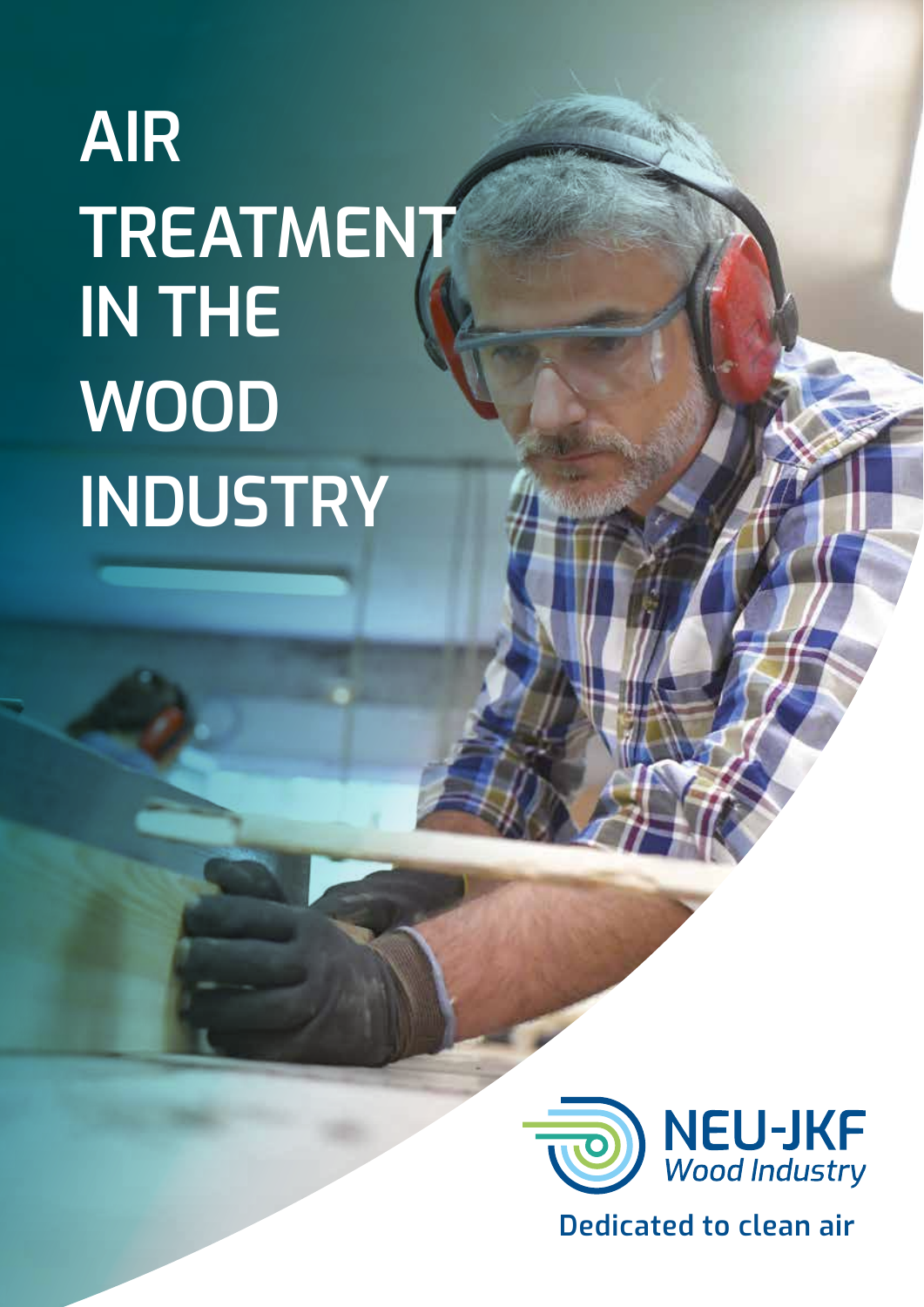# AIR TREATMENT IN THE WOOD INDUSTRY

NEU-JKF
*Wood Industry*

Dedicated to clean air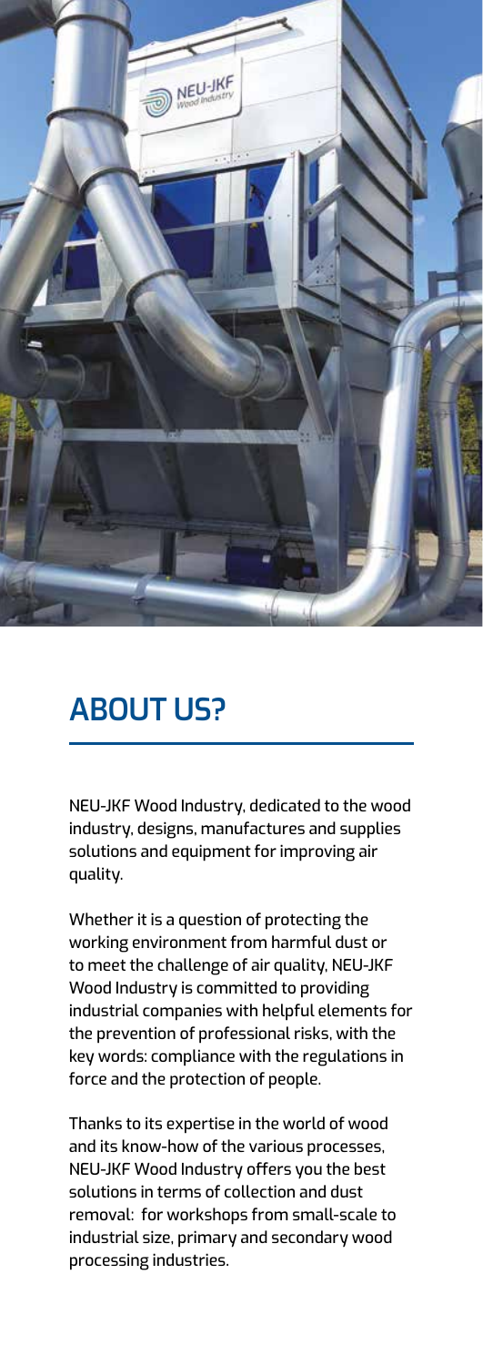## ABOUT US?

NEU-JKF Wood Industry, dedicated to the wood industry, designs, manufactures and supplies solutions and equipment for improving air quality.

Whether it is a question of protecting the working environment from harmful dust or to meet the challenge of air quality, NEU-JKF Wood Industry is committed to providing industrial companies with helpful elements for the prevention of professional risks, with the key words: compliance with the regulations in force and the protection of people.

Thanks to its expertise in the world of wood and its know-how of the various processes, NEU-JKF Wood Industry offers you the best solutions in terms of collection and dust removal: for workshops from small-scale to industrial size, primary and secondary wood processing industries.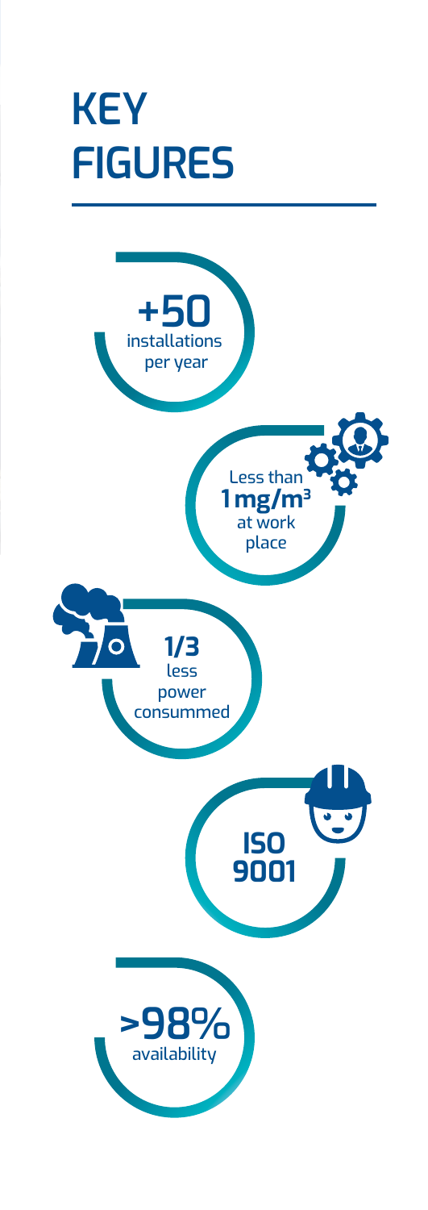# KEY FIGURES

**+50**
installations per year

Less than
**1 mg/m³**
at work place

**1/3**
less power consummed

**ISO 9001**

**>98%**
availability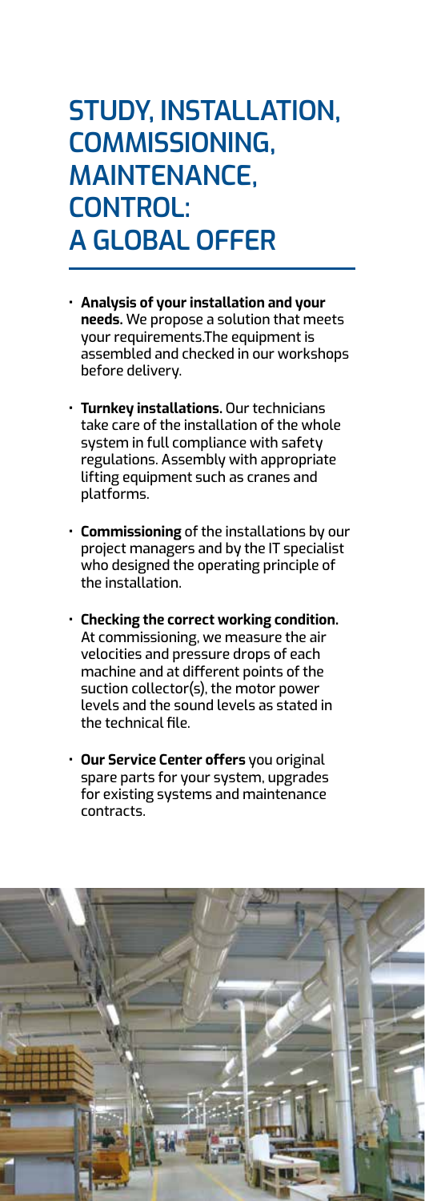# STUDY, INSTALLATION, COMMISSIONING, MAINTENANCE, CONTROL: A GLOBAL OFFER

- **Analysis of your installation and your needs.** We propose a solution that meets your requirements.The equipment is assembled and checked in our workshops before delivery.
- **Turnkey installations.** Our technicians take care of the installation of the whole system in full compliance with safety regulations. Assembly with appropriate lifting equipment such as cranes and platforms.
- **Commissioning** of the installations by our project managers and by the IT specialist who designed the operating principle of the installation.
- **Checking the correct working condition.** At commissioning, we measure the air velocities and pressure drops of each machine and at different points of the suction collector(s), the motor power levels and the sound levels as stated in the technical file.
- **Our Service Center offers** you original spare parts for your system, upgrades for existing systems and maintenance contracts.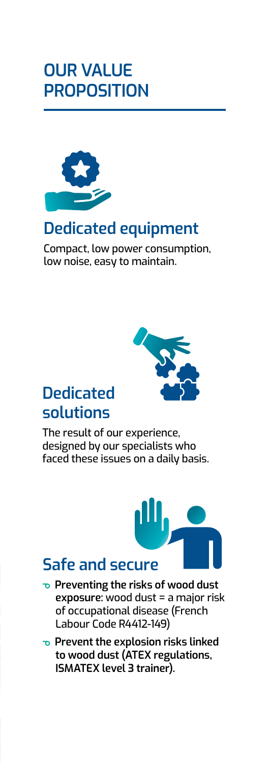# OUR VALUE PROPOSITION

## Dedicated equipment

Compact, low power consumption, low noise, easy to maintain.

## Dedicated solutions

The result of our experience, designed by our specialists who faced these issues on a daily basis.

## Safe and secure

- **Preventing the risks of wood dust exposure:** wood dust = a major risk of occupational disease (French Labour Code R4412-149)
- **Prevent the explosion risks linked to wood dust (ATEX regulations, ISMATEX level 3 trainer).**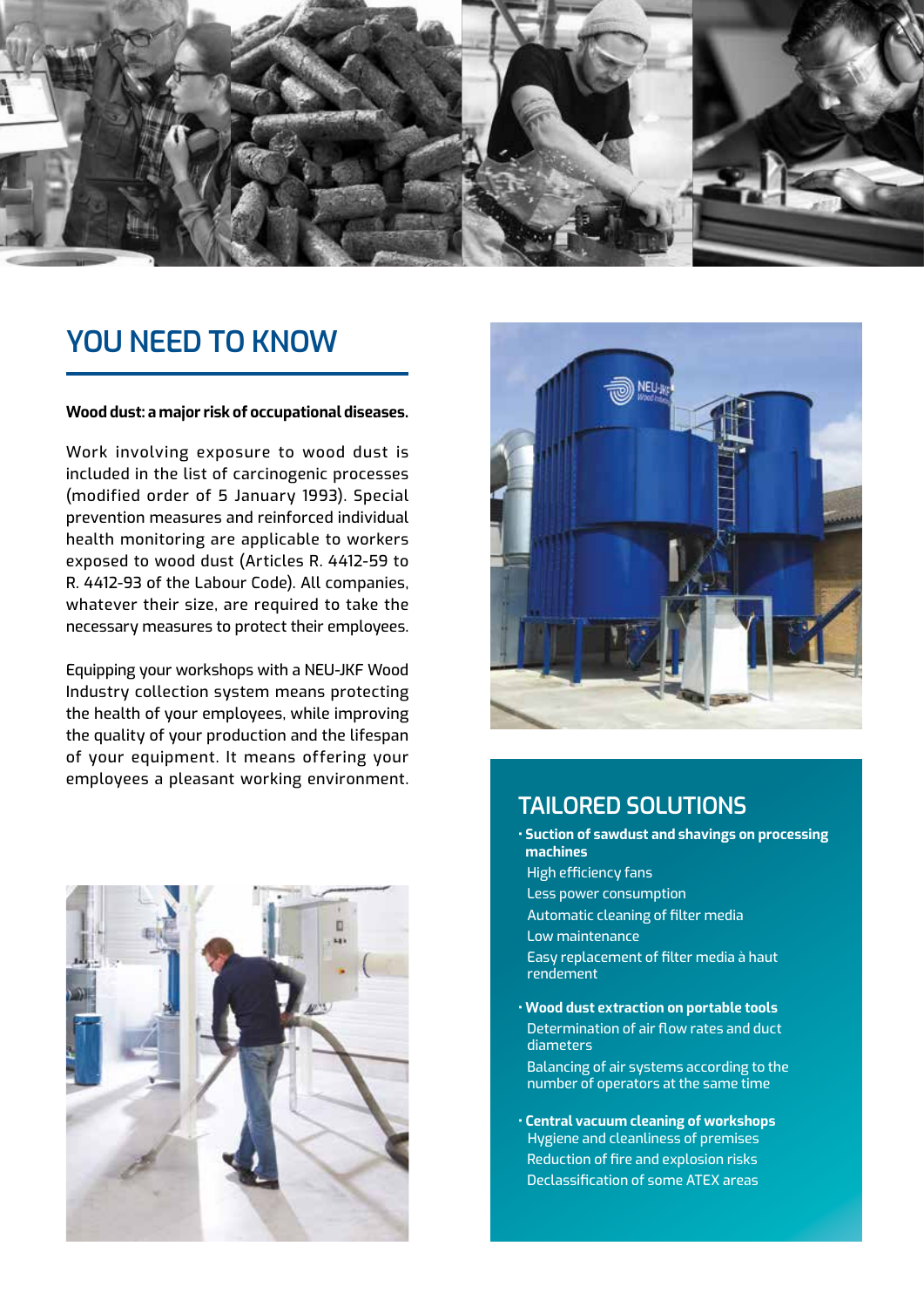## YOU NEED TO KNOW

**Wood dust: a major risk of occupational diseases.**

Work involving exposure to wood dust is included in the list of carcinogenic processes (modified order of 5 January 1993). Special prevention measures and reinforced individual health monitoring are applicable to workers exposed to wood dust (Articles R. 4412-59 to R. 4412-93 of the Labour Code). All companies, whatever their size, are required to take the necessary measures to protect their employees.

Equipping your workshops with a NEU-JKF Wood Industry collection system means protecting the health of your employees, while improving the quality of your production and the lifespan of your equipment. It means offering your employees a pleasant working environment.

## TAILORED SOLUTIONS

- **Suction of sawdust and shavings on processing machines**
  - High efficiency fans
  - Less power consumption
  - Automatic cleaning of filter media
  - Low maintenance
  - Easy replacement of filter media à haut rendement
- **Wood dust extraction on portable tools**
  - Determination of air flow rates and duct diameters
  - Balancing of air systems according to the number of operators at the same time
- **Central vacuum cleaning of workshops**
  - Hygiene and cleanliness of premises
  - Reduction of fire and explosion risks
  - Declassification of some ATEX areas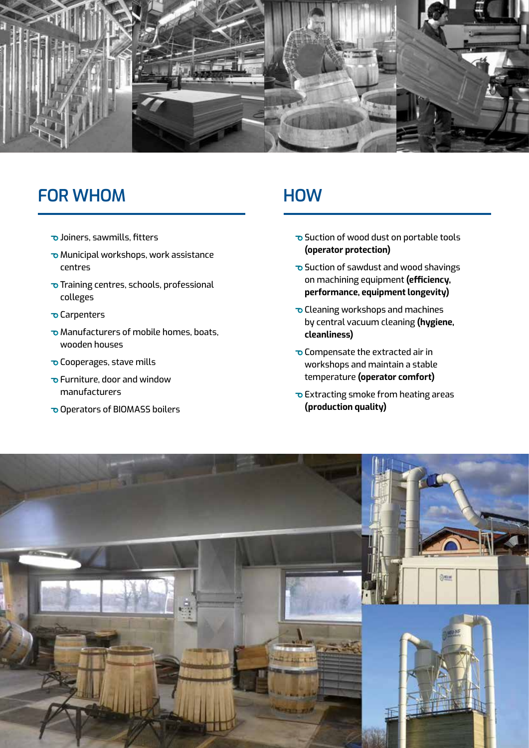## FOR WHOM

- Joiners, sawmills, fitters
- Municipal workshops, work assistance centres
- Training centres, schools, professional colleges
- Carpenters
- Manufacturers of mobile homes, boats, wooden houses
- Cooperages, stave mills
- Furniture, door and window manufacturers
- Operators of BIOMASS boilers

## HOW

- Suction of wood dust on portable tools **(operator protection)**
- Suction of sawdust and wood shavings on machining equipment **(efficiency, performance, equipment longevity)**
- Cleaning workshops and machines by central vacuum cleaning **(hygiene, cleanliness)**
- Compensate the extracted air in workshops and maintain a stable temperature **(operator comfort)**
- Extracting smoke from heating areas **(production quality)**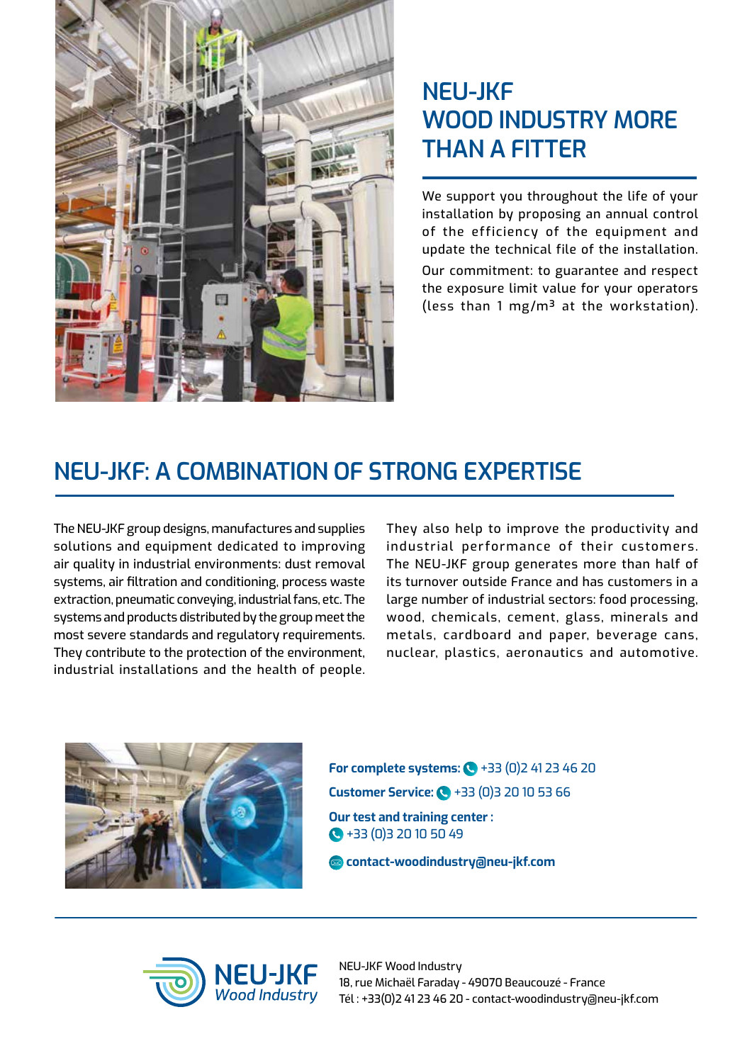## NEU-JKF WOOD INDUSTRY MORE THAN A FITTER

We support you throughout the life of your installation by proposing an annual control of the efficiency of the equipment and update the technical file of the installation.

Our commitment: to guarantee and respect the exposure limit value for your operators (less than 1 $mg/m^3$ at the workstation).

## NEU-JKF: A COMBINATION OF STRONG EXPERTISE

The NEU-JKF group designs, manufactures and supplies solutions and equipment dedicated to improving air quality in industrial environments: dust removal systems, air filtration and conditioning, process waste extraction, pneumatic conveying, industrial fans, etc. The systems and products distributed by the group meet the most severe standards and regulatory requirements. They contribute to the protection of the environment, industrial installations and the health of people.

They also help to improve the productivity and industrial performance of their customers. The NEU-JKF group generates more than half of its turnover outside France and has customers in a large number of industrial sectors: food processing, wood, chemicals, cement, glass, minerals and metals, cardboard and paper, beverage cans, nuclear, plastics, aeronautics and automotive.

**For complete systems:** +33 (0)2 41 23 46 20

**Customer Service:** +33 (0)3 20 10 53 66

**Our test and training center :**
+33 (0)3 20 10 50 49

**contact-woodindustry@neu-jkf.com**

NEU-JKF *Wood Industry*

NEU-JKF Wood Industry
18, rue Michaël Faraday - 49070 Beaucouzé - France
Tél : +33(0)2 41 23 46 20 - contact-woodindustry@neu-jkf.com